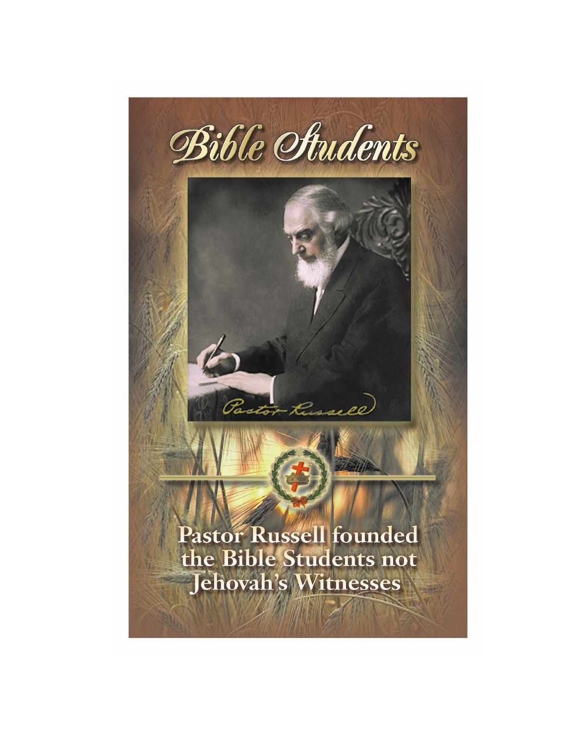# Bible Students

Pastor Russell

**Pastor Russell founded the Bible Students not Jehovah's Witnesses**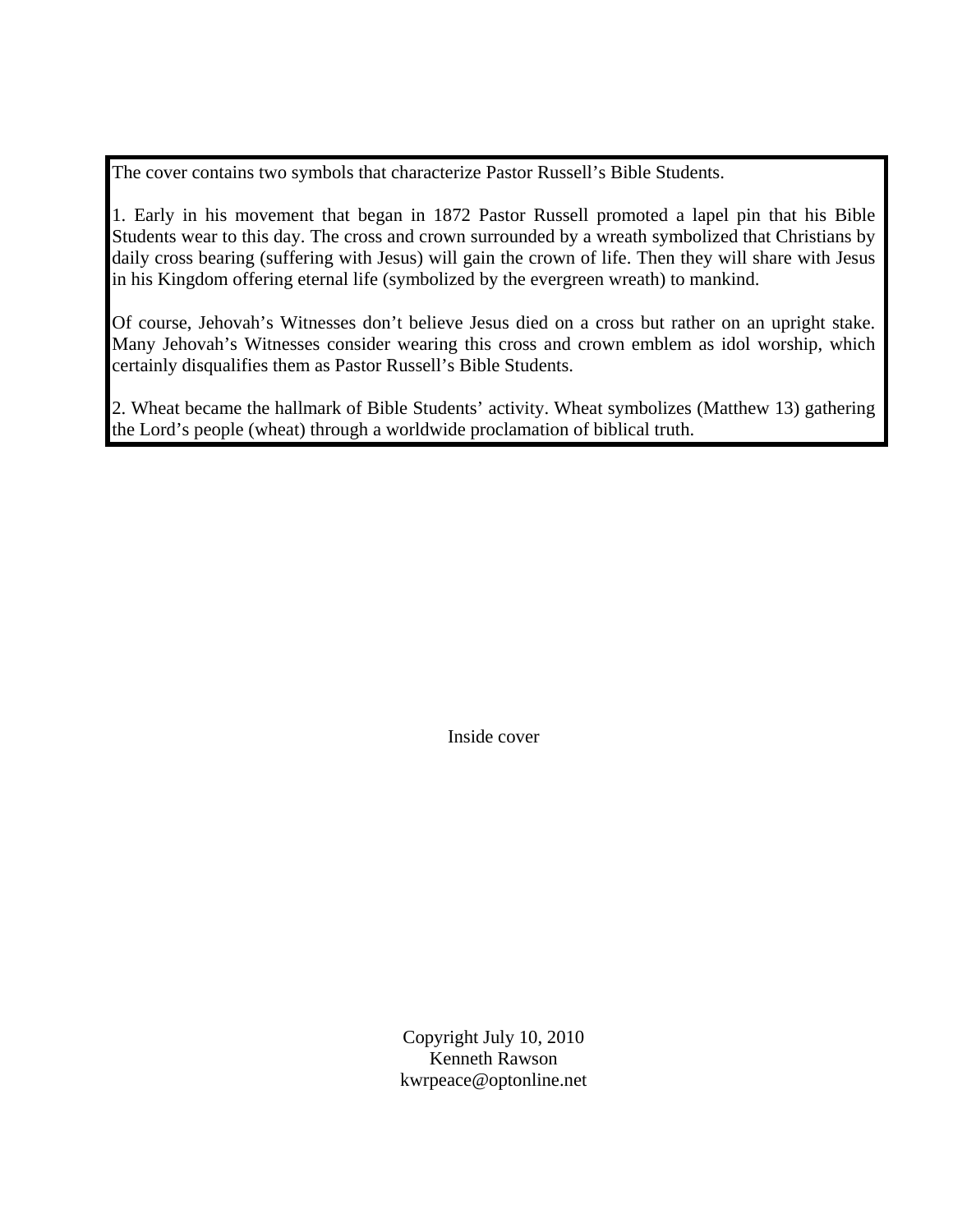The cover contains two symbols that characterize Pastor Russell's Bible Students.

1. Early in his movement that began in 1872 Pastor Russell promoted a lapel pin that his Bible Students wear to this day. The cross and crown surrounded by a wreath symbolized that Christians by daily cross bearing (suffering with Jesus) will gain the crown of life. Then they will share with Jesus in his Kingdom offering eternal life (symbolized by the evergreen wreath) to mankind.

Of course, Jehovah's Witnesses don't believe Jesus died on a cross but rather on an upright stake. Many Jehovah's Witnesses consider wearing this cross and crown emblem as idol worship, which certainly disqualifies them as Pastor Russell's Bible Students.

2. Wheat became the hallmark of Bible Students' activity. Wheat symbolizes (Matthew 13) gathering the Lord's people (wheat) through a worldwide proclamation of biblical truth.

Inside cover

Copyright July 10, 2010
Kenneth Rawson
kwrpeace@optonline.net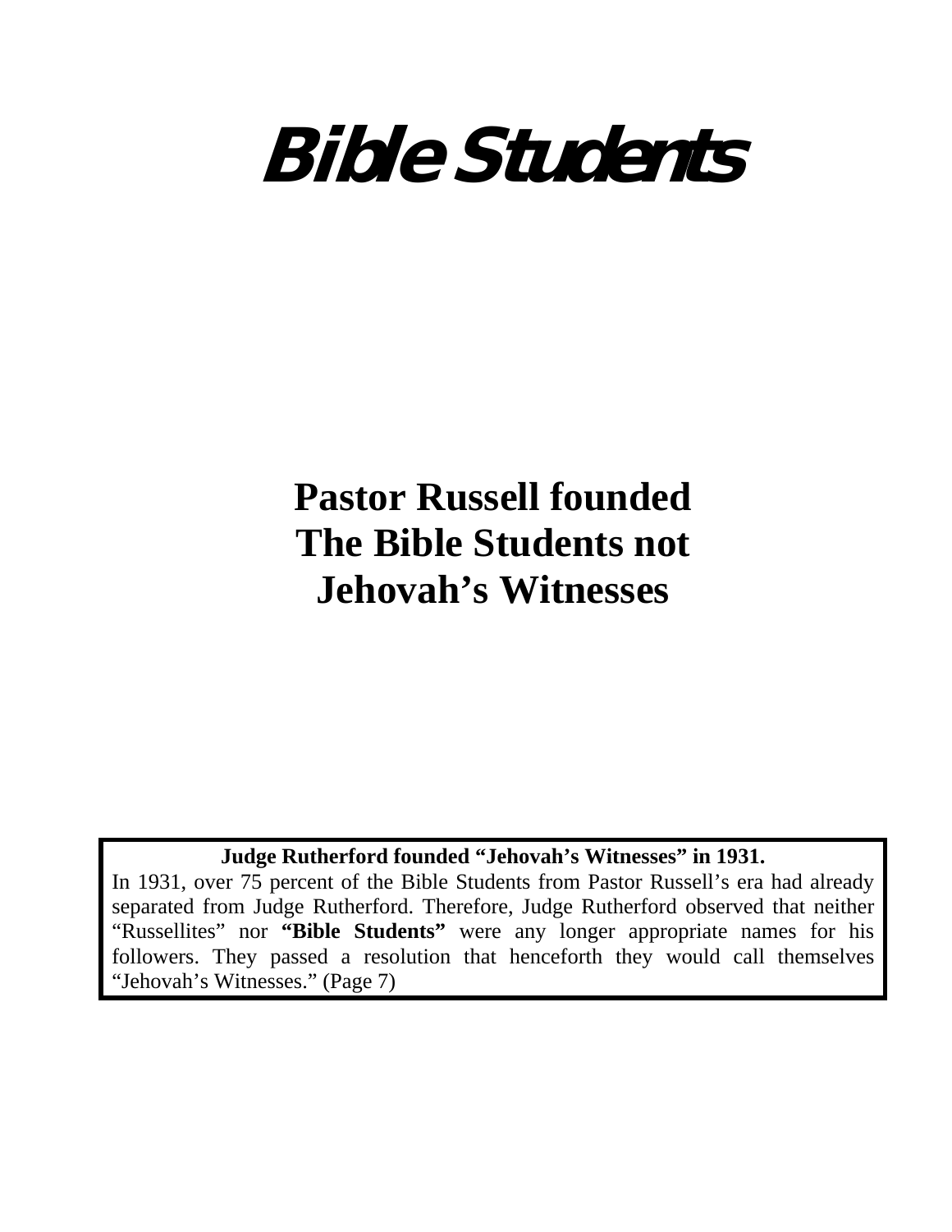# *Bible Students*

## Pastor Russell founded The Bible Students not Jehovah's Witnesses

**Judge Rutherford founded "Jehovah's Witnesses" in 1931.**

In 1931, over 75 percent of the Bible Students from Pastor Russell's era had already separated from Judge Rutherford. Therefore, Judge Rutherford observed that neither "Russellites" nor **"Bible Students"** were any longer appropriate names for his followers. They passed a resolution that henceforth they would call themselves "Jehovah's Witnesses." (Page 7)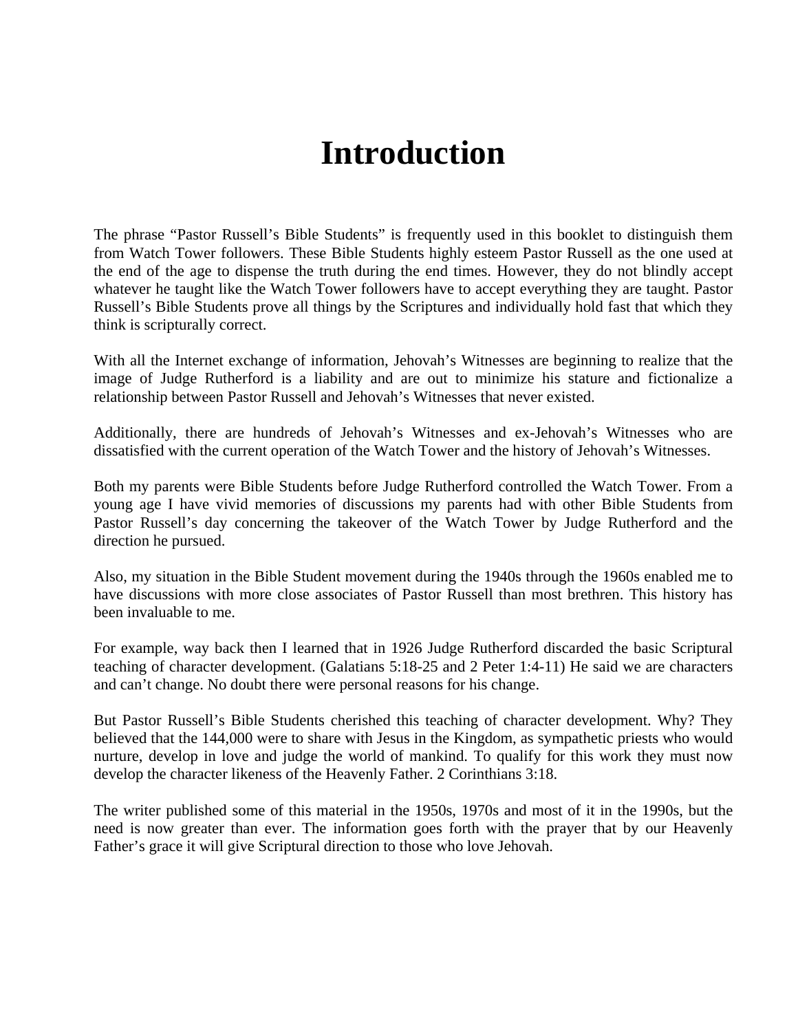# Introduction

The phrase "Pastor Russell's Bible Students" is frequently used in this booklet to distinguish them from Watch Tower followers. These Bible Students highly esteem Pastor Russell as the one used at the end of the age to dispense the truth during the end times. However, they do not blindly accept whatever he taught like the Watch Tower followers have to accept everything they are taught. Pastor Russell's Bible Students prove all things by the Scriptures and individually hold fast that which they think is scripturally correct.

With all the Internet exchange of information, Jehovah's Witnesses are beginning to realize that the image of Judge Rutherford is a liability and are out to minimize his stature and fictionalize a relationship between Pastor Russell and Jehovah's Witnesses that never existed.

Additionally, there are hundreds of Jehovah's Witnesses and ex-Jehovah's Witnesses who are dissatisfied with the current operation of the Watch Tower and the history of Jehovah's Witnesses.

Both my parents were Bible Students before Judge Rutherford controlled the Watch Tower. From a young age I have vivid memories of discussions my parents had with other Bible Students from Pastor Russell's day concerning the takeover of the Watch Tower by Judge Rutherford and the direction he pursued.

Also, my situation in the Bible Student movement during the 1940s through the 1960s enabled me to have discussions with more close associates of Pastor Russell than most brethren. This history has been invaluable to me.

For example, way back then I learned that in 1926 Judge Rutherford discarded the basic Scriptural teaching of character development. (Galatians 5:18-25 and 2 Peter 1:4-11) He said we are characters and can't change. No doubt there were personal reasons for his change.

But Pastor Russell's Bible Students cherished this teaching of character development. Why? They believed that the 144,000 were to share with Jesus in the Kingdom, as sympathetic priests who would nurture, develop in love and judge the world of mankind. To qualify for this work they must now develop the character likeness of the Heavenly Father. 2 Corinthians 3:18.

The writer published some of this material in the 1950s, 1970s and most of it in the 1990s, but the need is now greater than ever. The information goes forth with the prayer that by our Heavenly Father's grace it will give Scriptural direction to those who love Jehovah.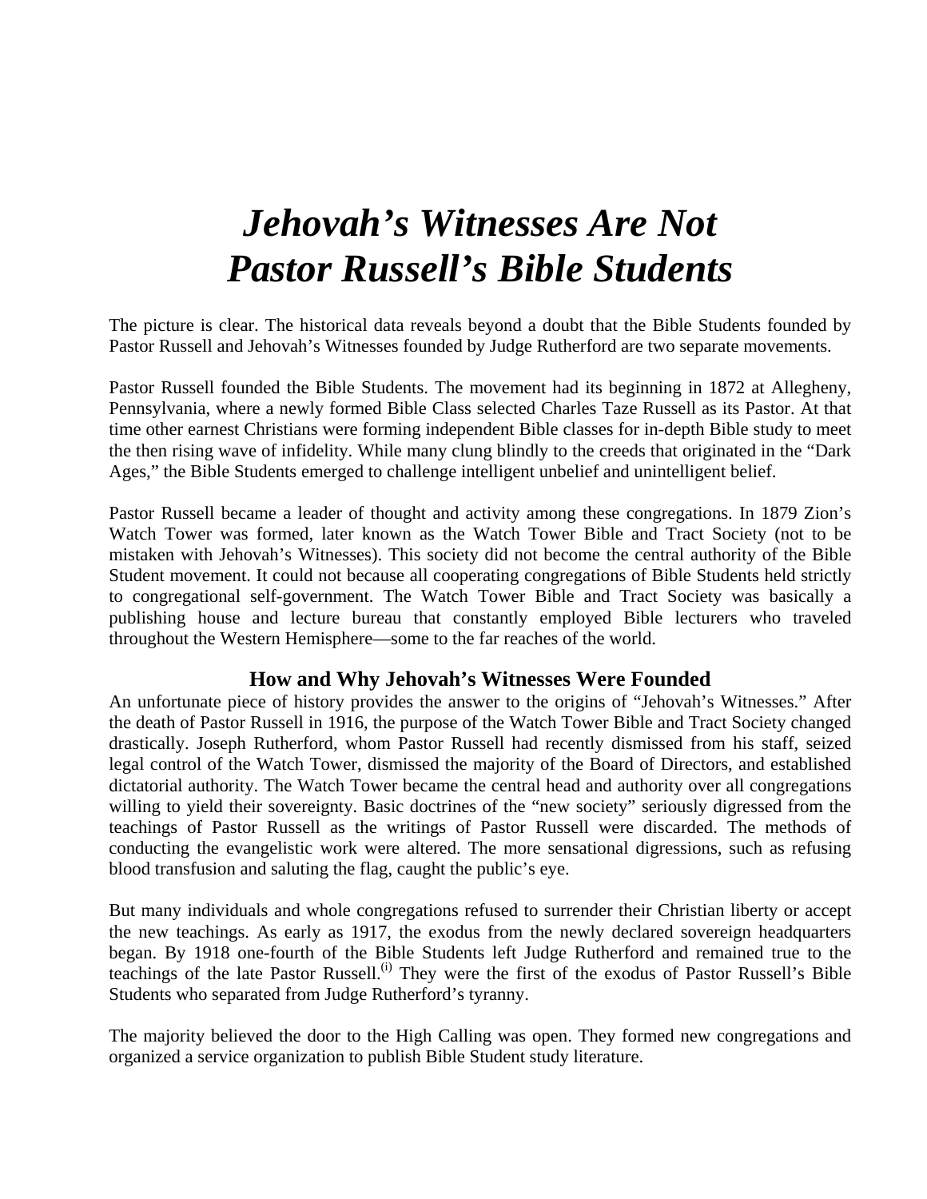# *Jehovah's Witnesses Are Not Pastor Russell's Bible Students*

The picture is clear. The historical data reveals beyond a doubt that the Bible Students founded by Pastor Russell and Jehovah's Witnesses founded by Judge Rutherford are two separate movements.

Pastor Russell founded the Bible Students. The movement had its beginning in 1872 at Allegheny, Pennsylvania, where a newly formed Bible Class selected Charles Taze Russell as its Pastor. At that time other earnest Christians were forming independent Bible classes for in-depth Bible study to meet the then rising wave of infidelity. While many clung blindly to the creeds that originated in the "Dark Ages," the Bible Students emerged to challenge intelligent unbelief and unintelligent belief.

Pastor Russell became a leader of thought and activity among these congregations. In 1879 Zion's Watch Tower was formed, later known as the Watch Tower Bible and Tract Society (not to be mistaken with Jehovah's Witnesses). This society did not become the central authority of the Bible Student movement. It could not because all cooperating congregations of Bible Students held strictly to congregational self-government. The Watch Tower Bible and Tract Society was basically a publishing house and lecture bureau that constantly employed Bible lecturers who traveled throughout the Western Hemisphere—some to the far reaches of the world.

### How and Why Jehovah's Witnesses Were Founded

An unfortunate piece of history provides the answer to the origins of "Jehovah's Witnesses." After the death of Pastor Russell in 1916, the purpose of the Watch Tower Bible and Tract Society changed drastically. Joseph Rutherford, whom Pastor Russell had recently dismissed from his staff, seized legal control of the Watch Tower, dismissed the majority of the Board of Directors, and established dictatorial authority. The Watch Tower became the central head and authority over all congregations willing to yield their sovereignty. Basic doctrines of the "new society" seriously digressed from the teachings of Pastor Russell as the writings of Pastor Russell were discarded. The methods of conducting the evangelistic work were altered. The more sensational digressions, such as refusing blood transfusion and saluting the flag, caught the public's eye.

But many individuals and whole congregations refused to surrender their Christian liberty or accept the new teachings. As early as 1917, the exodus from the newly declared sovereign headquarters began. By 1918 one-fourth of the Bible Students left Judge Rutherford and remained true to the teachings of the late Pastor Russell.[i] They were the first of the exodus of Pastor Russell's Bible Students who separated from Judge Rutherford's tyranny.

The majority believed the door to the High Calling was open. They formed new congregations and organized a service organization to publish Bible Student study literature.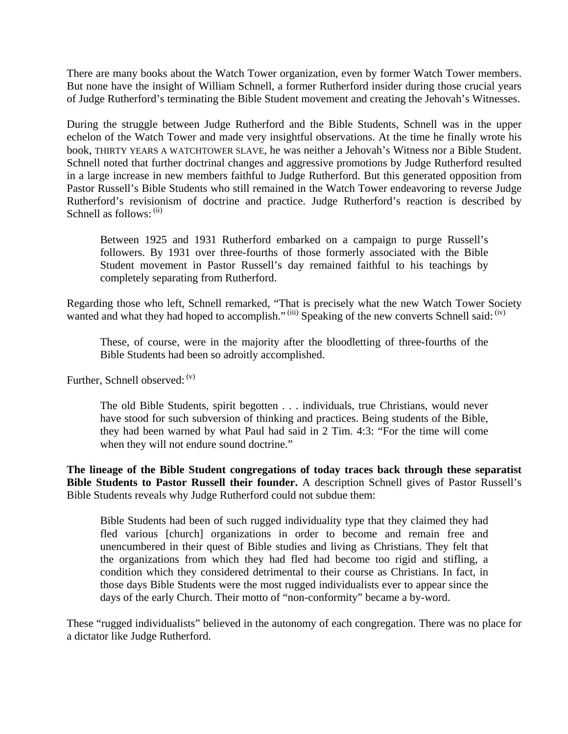There are many books about the Watch Tower organization, even by former Watch Tower members. But none have the insight of William Schnell, a former Rutherford insider during those crucial years of Judge Rutherford's terminating the Bible Student movement and creating the Jehovah's Witnesses.

During the struggle between Judge Rutherford and the Bible Students, Schnell was in the upper echelon of the Watch Tower and made very insightful observations. At the time he finally wrote his book, THIRTY YEARS A WATCHTOWER SLAVE, he was neither a Jehovah's Witness nor a Bible Student. Schnell noted that further doctrinal changes and aggressive promotions by Judge Rutherford resulted in a large increase in new members faithful to Judge Rutherford. But this generated opposition from Pastor Russell's Bible Students who still remained in the Watch Tower endeavoring to reverse Judge Rutherford's revisionism of doctrine and practice. Judge Rutherford's reaction is described by Schnell as follows: [ii]

> Between 1925 and 1931 Rutherford embarked on a campaign to purge Russell's followers. By 1931 over three-fourths of those formerly associated with the Bible Student movement in Pastor Russell's day remained faithful to his teachings by completely separating from Rutherford.

Regarding those who left, Schnell remarked, "That is precisely what the new Watch Tower Society wanted and what they had hoped to accomplish." [iii] Speaking of the new converts Schnell said: [iv]

> These, of course, were in the majority after the bloodletting of three-fourths of the Bible Students had been so adroitly accomplished.

Further, Schnell observed: [v]

> The old Bible Students, spirit begotten . . . individuals, true Christians, would never have stood for such subversion of thinking and practices. Being students of the Bible, they had been warned by what Paul had said in 2 Tim. 4:3: "For the time will come when they will not endure sound doctrine."

**The lineage of the Bible Student congregations of today traces back through these separatist Bible Students to Pastor Russell their founder.** A description Schnell gives of Pastor Russell's Bible Students reveals why Judge Rutherford could not subdue them:

> Bible Students had been of such rugged individuality type that they claimed they had fled various [church] organizations in order to become and remain free and unencumbered in their quest of Bible studies and living as Christians. They felt that the organizations from which they had fled had become too rigid and stifling, a condition which they considered detrimental to their course as Christians. In fact, in those days Bible Students were the most rugged individualists ever to appear since the days of the early Church. Their motto of "non-conformity" became a by-word.

These "rugged individualists" believed in the autonomy of each congregation. There was no place for a dictator like Judge Rutherford.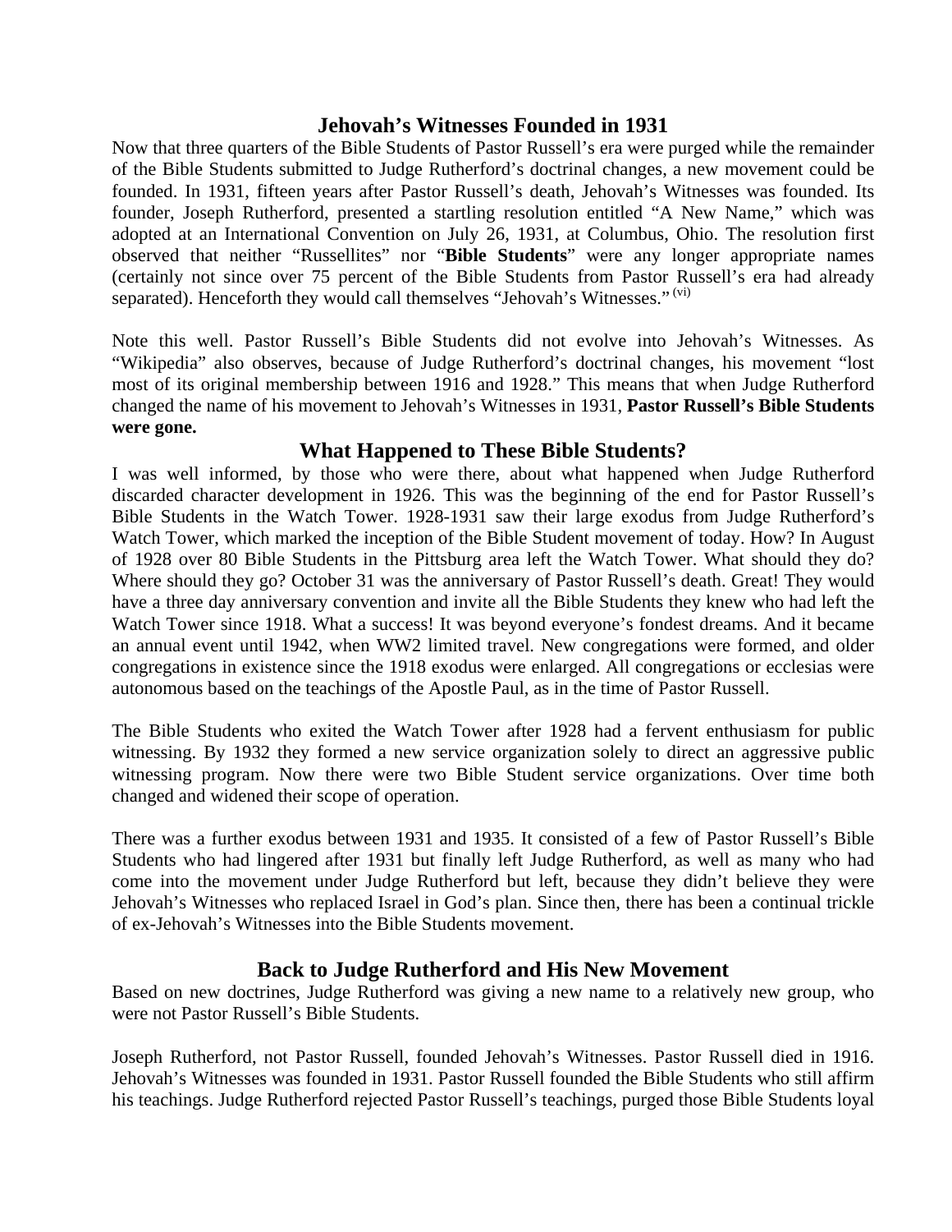## Jehovah's Witnesses Founded in 1931

Now that three quarters of the Bible Students of Pastor Russell's era were purged while the remainder of the Bible Students submitted to Judge Rutherford's doctrinal changes, a new movement could be founded. In 1931, fifteen years after Pastor Russell's death, Jehovah's Witnesses was founded. Its founder, Joseph Rutherford, presented a startling resolution entitled "A New Name," which was adopted at an International Convention on July 26, 1931, at Columbus, Ohio. The resolution first observed that neither "Russellites" nor "**Bible Students**" were any longer appropriate names (certainly not since over 75 percent of the Bible Students from Pastor Russell's era had already separated). Henceforth they would call themselves "Jehovah's Witnesses." [vi]

Note this well. Pastor Russell's Bible Students did not evolve into Jehovah's Witnesses. As "Wikipedia" also observes, because of Judge Rutherford's doctrinal changes, his movement "lost most of its original membership between 1916 and 1928." This means that when Judge Rutherford changed the name of his movement to Jehovah's Witnesses in 1931, **Pastor Russell's Bible Students were gone.**

## What Happened to These Bible Students?

I was well informed, by those who were there, about what happened when Judge Rutherford discarded character development in 1926. This was the beginning of the end for Pastor Russell's Bible Students in the Watch Tower. 1928-1931 saw their large exodus from Judge Rutherford's Watch Tower, which marked the inception of the Bible Student movement of today. How? In August of 1928 over 80 Bible Students in the Pittsburg area left the Watch Tower. What should they do? Where should they go? October 31 was the anniversary of Pastor Russell's death. Great! They would have a three day anniversary convention and invite all the Bible Students they knew who had left the Watch Tower since 1918. What a success! It was beyond everyone's fondest dreams. And it became an annual event until 1942, when WW2 limited travel. New congregations were formed, and older congregations in existence since the 1918 exodus were enlarged. All congregations or ecclesias were autonomous based on the teachings of the Apostle Paul, as in the time of Pastor Russell.

The Bible Students who exited the Watch Tower after 1928 had a fervent enthusiasm for public witnessing. By 1932 they formed a new service organization solely to direct an aggressive public witnessing program. Now there were two Bible Student service organizations. Over time both changed and widened their scope of operation.

There was a further exodus between 1931 and 1935. It consisted of a few of Pastor Russell's Bible Students who had lingered after 1931 but finally left Judge Rutherford, as well as many who had come into the movement under Judge Rutherford but left, because they didn't believe they were Jehovah's Witnesses who replaced Israel in God's plan. Since then, there has been a continual trickle of ex-Jehovah's Witnesses into the Bible Students movement.

## Back to Judge Rutherford and His New Movement

Based on new doctrines, Judge Rutherford was giving a new name to a relatively new group, who were not Pastor Russell's Bible Students.

Joseph Rutherford, not Pastor Russell, founded Jehovah's Witnesses. Pastor Russell died in 1916. Jehovah's Witnesses was founded in 1931. Pastor Russell founded the Bible Students who still affirm his teachings. Judge Rutherford rejected Pastor Russell's teachings, purged those Bible Students loyal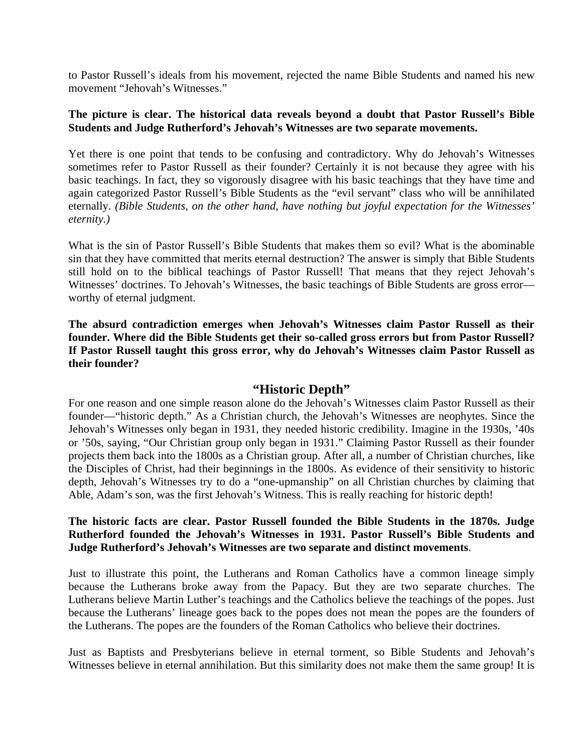to Pastor Russell's ideals from his movement, rejected the name Bible Students and named his new movement "Jehovah's Witnesses."

**The picture is clear. The historical data reveals beyond a doubt that Pastor Russell's Bible Students and Judge Rutherford's Jehovah's Witnesses are two separate movements.**

Yet there is one point that tends to be confusing and contradictory. Why do Jehovah's Witnesses sometimes refer to Pastor Russell as their founder? Certainly it is not because they agree with his basic teachings. In fact, they so vigorously disagree with his basic teachings that they have time and again categorized Pastor Russell's Bible Students as the "evil servant" class who will be annihilated eternally. *(Bible Students, on the other hand, have nothing but joyful expectation for the Witnesses' eternity.)*

What is the sin of Pastor Russell's Bible Students that makes them so evil? What is the abominable sin that they have committed that merits eternal destruction? The answer is simply that Bible Students still hold on to the biblical teachings of Pastor Russell! That means that they reject Jehovah's Witnesses' doctrines. To Jehovah's Witnesses, the basic teachings of Bible Students are gross error—worthy of eternal judgment.

**The absurd contradiction emerges when Jehovah's Witnesses claim Pastor Russell as their founder. Where did the Bible Students get their so-called gross errors but from Pastor Russell? If Pastor Russell taught this gross error, why do Jehovah's Witnesses claim Pastor Russell as their founder?**

## "Historic Depth"

For one reason and one simple reason alone do the Jehovah's Witnesses claim Pastor Russell as their founder—"historic depth." As a Christian church, the Jehovah's Witnesses are neophytes. Since the Jehovah's Witnesses only began in 1931, they needed historic credibility. Imagine in the 1930s, '40s or '50s, saying, "Our Christian group only began in 1931." Claiming Pastor Russell as their founder projects them back into the 1800s as a Christian group. After all, a number of Christian churches, like the Disciples of Christ, had their beginnings in the 1800s. As evidence of their sensitivity to historic depth, Jehovah's Witnesses try to do a "one-upmanship" on all Christian churches by claiming that Able, Adam's son, was the first Jehovah's Witness. This is really reaching for historic depth!

**The historic facts are clear. Pastor Russell founded the Bible Students in the 1870s. Judge Rutherford founded the Jehovah's Witnesses in 1931. Pastor Russell's Bible Students and Judge Rutherford's Jehovah's Witnesses are two separate and distinct movements**.

Just to illustrate this point, the Lutherans and Roman Catholics have a common lineage simply because the Lutherans broke away from the Papacy. But they are two separate churches. The Lutherans believe Martin Luther's teachings and the Catholics believe the teachings of the popes. Just because the Lutherans' lineage goes back to the popes does not mean the popes are the founders of the Lutherans. The popes are the founders of the Roman Catholics who believe their doctrines.

Just as Baptists and Presbyterians believe in eternal torment, so Bible Students and Jehovah's Witnesses believe in eternal annihilation. But this similarity does not make them the same group! It is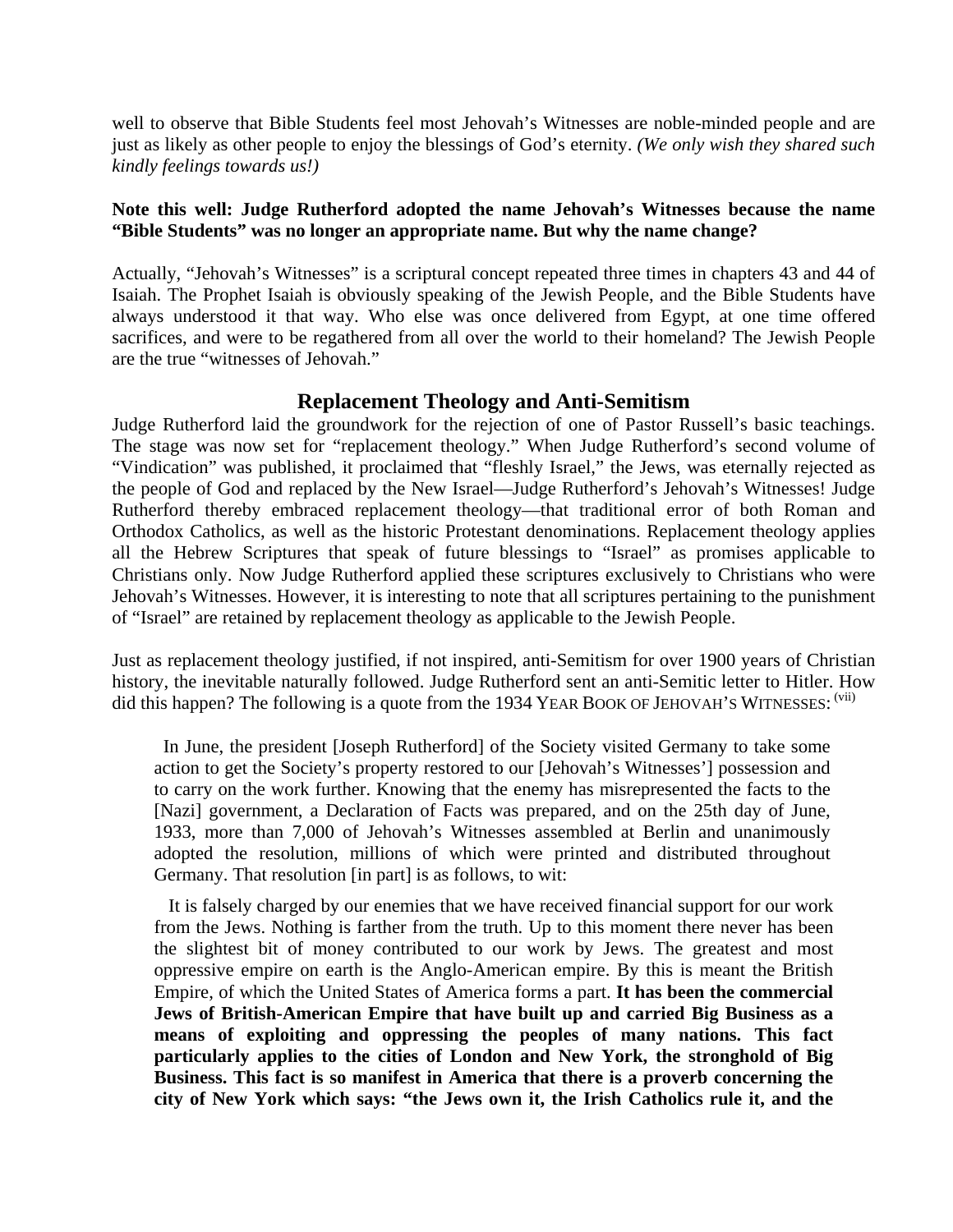well to observe that Bible Students feel most Jehovah's Witnesses are noble-minded people and are just as likely as other people to enjoy the blessings of God's eternity. *(We only wish they shared such kindly feelings towards us!)*

**Note this well: Judge Rutherford adopted the name Jehovah's Witnesses because the name "Bible Students" was no longer an appropriate name. But why the name change?**

Actually, "Jehovah's Witnesses" is a scriptural concept repeated three times in chapters 43 and 44 of Isaiah. The Prophet Isaiah is obviously speaking of the Jewish People, and the Bible Students have always understood it that way. Who else was once delivered from Egypt, at one time offered sacrifices, and were to be regathered from all over the world to their homeland? The Jewish People are the true "witnesses of Jehovah."

## Replacement Theology and Anti-Semitism

Judge Rutherford laid the groundwork for the rejection of one of Pastor Russell's basic teachings. The stage was now set for "replacement theology." When Judge Rutherford's second volume of "Vindication" was published, it proclaimed that "fleshly Israel," the Jews, was eternally rejected as the people of God and replaced by the New Israel—Judge Rutherford's Jehovah's Witnesses! Judge Rutherford thereby embraced replacement theology—that traditional error of both Roman and Orthodox Catholics, as well as the historic Protestant denominations. Replacement theology applies all the Hebrew Scriptures that speak of future blessings to "Israel" as promises applicable to Christians only. Now Judge Rutherford applied these scriptures exclusively to Christians who were Jehovah's Witnesses. However, it is interesting to note that all scriptures pertaining to the punishment of "Israel" are retained by replacement theology as applicable to the Jewish People.

Just as replacement theology justified, if not inspired, anti-Semitism for over 1900 years of Christian history, the inevitable naturally followed. Judge Rutherford sent an anti-Semitic letter to Hitler. How did this happen? The following is a quote from the 1934 YEAR BOOK OF JEHOVAH'S WITNESSES: [vii]

> In June, the president [Joseph Rutherford] of the Society visited Germany to take some action to get the Society's property restored to our [Jehovah's Witnesses'] possession and to carry on the work further. Knowing that the enemy has misrepresented the facts to the [Nazi] government, a Declaration of Facts was prepared, and on the 25th day of June, 1933, more than 7,000 of Jehovah's Witnesses assembled at Berlin and unanimously adopted the resolution, millions of which were printed and distributed throughout Germany. That resolution [in part] is as follows, to wit:
>
> It is falsely charged by our enemies that we have received financial support for our work from the Jews. Nothing is farther from the truth. Up to this moment there never has been the slightest bit of money contributed to our work by Jews. The greatest and most oppressive empire on earth is the Anglo-American empire. By this is meant the British Empire, of which the United States of America forms a part. **It has been the commercial Jews of British-American Empire that have built up and carried Big Business as a means of exploiting and oppressing the peoples of many nations. This fact particularly applies to the cities of London and New York, the stronghold of Big Business. This fact is so manifest in America that there is a proverb concerning the city of New York which says: "the Jews own it, the Irish Catholics rule it, and the**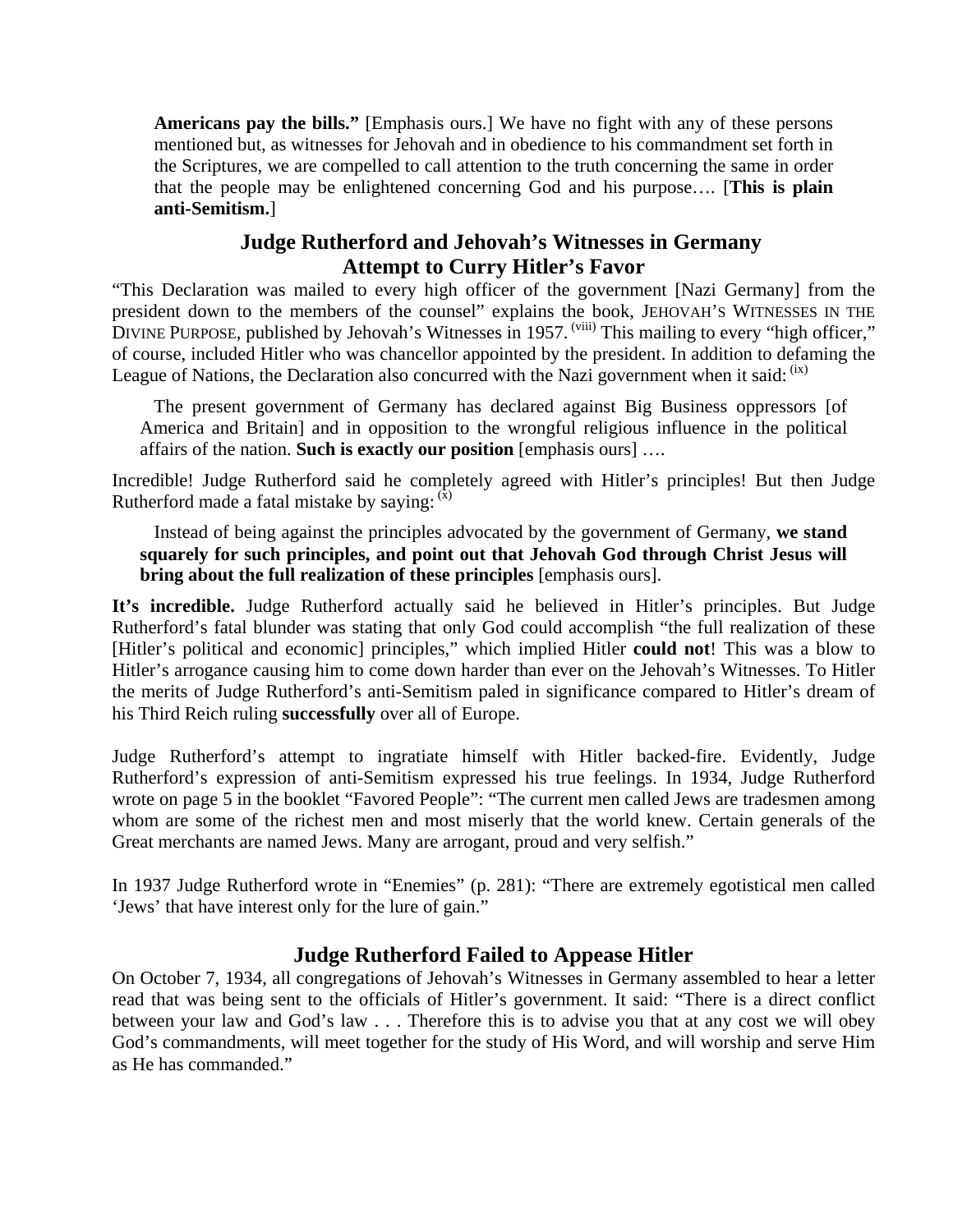**Americans pay the bills.”** [Emphasis ours.] We have no fight with any of these persons mentioned but, as witnesses for Jehovah and in obedience to his commandment set forth in the Scriptures, we are compelled to call attention to the truth concerning the same in order that the people may be enlightened concerning God and his purpose…. [**This is plain anti-Semitism.**]

## Judge Rutherford and Jehovah's Witnesses in Germany Attempt to Curry Hitler's Favor

“This Declaration was mailed to every high officer of the government [Nazi Germany] from the president down to the members of the counsel” explains the book, JEHOVAH'S WITNESSES IN THE DIVINE PURPOSE, published by Jehovah's Witnesses in 1957. [viii] This mailing to every “high officer,” of course, included Hitler who was chancellor appointed by the president. In addition to defaming the League of Nations, the Declaration also concurred with the Nazi government when it said: [ix]

> The present government of Germany has declared against Big Business oppressors [of America and Britain] and in opposition to the wrongful religious influence in the political affairs of the nation. **Such is exactly our position** [emphasis ours] ….

Incredible! Judge Rutherford said he completely agreed with Hitler's principles! But then Judge Rutherford made a fatal mistake by saying: [x]

> Instead of being against the principles advocated by the government of Germany, **we stand squarely for such principles, and point out that Jehovah God through Christ Jesus will bring about the full realization of these principles** [emphasis ours].

**It's incredible.** Judge Rutherford actually said he believed in Hitler's principles. But Judge Rutherford's fatal blunder was stating that only God could accomplish “the full realization of these [Hitler's political and economic] principles,” which implied Hitler **could not**! This was a blow to Hitler's arrogance causing him to come down harder than ever on the Jehovah's Witnesses. To Hitler the merits of Judge Rutherford's anti-Semitism paled in significance compared to Hitler's dream of his Third Reich ruling **successfully** over all of Europe.

Judge Rutherford's attempt to ingratiate himself with Hitler backed-fire. Evidently, Judge Rutherford's expression of anti-Semitism expressed his true feelings. In 1934, Judge Rutherford wrote on page 5 in the booklet “Favored People”: “The current men called Jews are tradesmen among whom are some of the richest men and most miserly that the world knew. Certain generals of the Great merchants are named Jews. Many are arrogant, proud and very selfish.”

In 1937 Judge Rutherford wrote in “Enemies” (p. 281): “There are extremely egotistical men called ‘Jews’ that have interest only for the lure of gain.”

## Judge Rutherford Failed to Appease Hitler

On October 7, 1934, all congregations of Jehovah's Witnesses in Germany assembled to hear a letter read that was being sent to the officials of Hitler's government. It said: “There is a direct conflict between your law and God's law . . . Therefore this is to advise you that at any cost we will obey God's commandments, will meet together for the study of His Word, and will worship and serve Him as He has commanded.”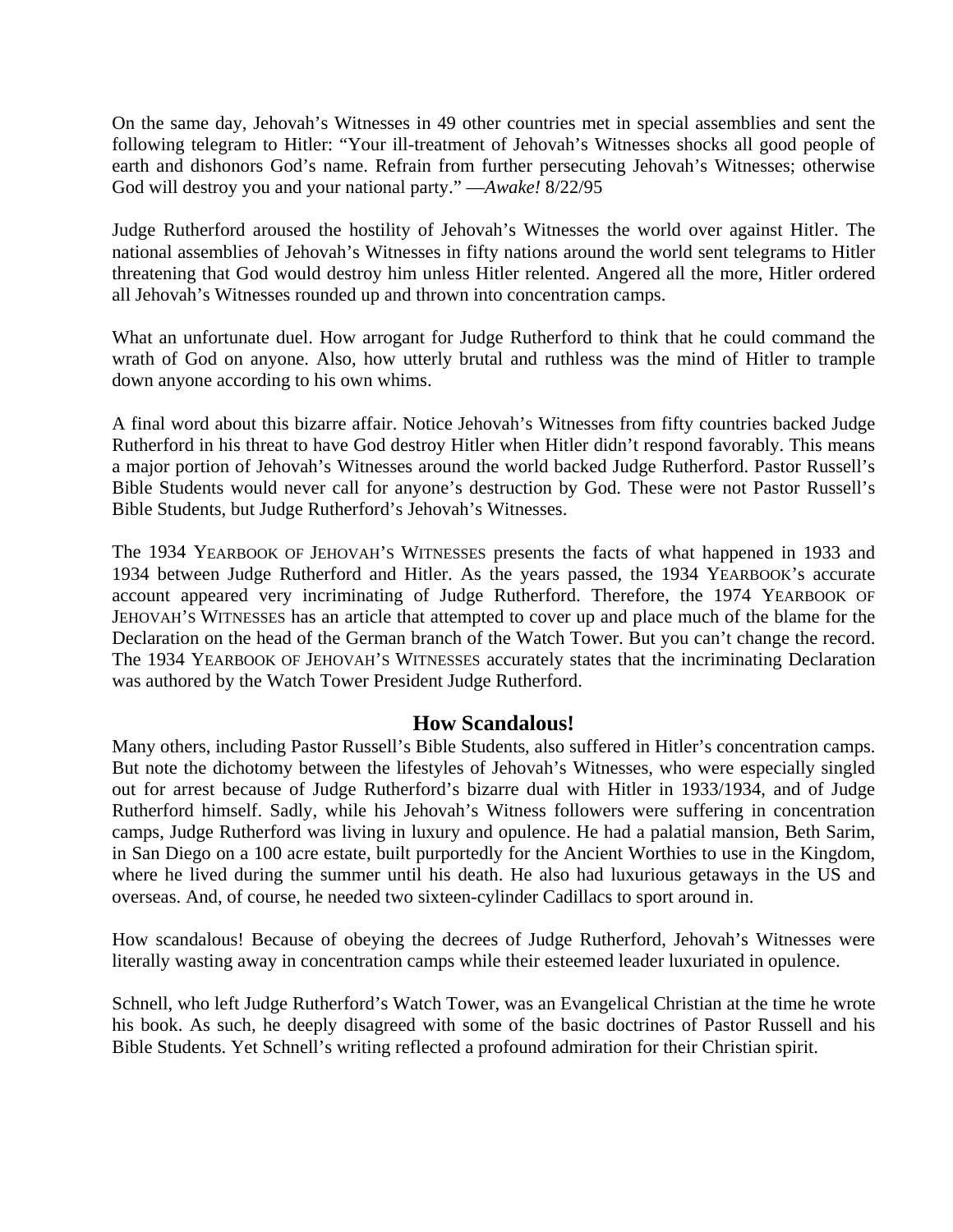On the same day, Jehovah's Witnesses in 49 other countries met in special assemblies and sent the following telegram to Hitler: "Your ill-treatment of Jehovah's Witnesses shocks all good people of earth and dishonors God's name. Refrain from further persecuting Jehovah's Witnesses; otherwise God will destroy you and your national party." —*Awake!* 8/22/95

Judge Rutherford aroused the hostility of Jehovah's Witnesses the world over against Hitler. The national assemblies of Jehovah's Witnesses in fifty nations around the world sent telegrams to Hitler threatening that God would destroy him unless Hitler relented. Angered all the more, Hitler ordered all Jehovah's Witnesses rounded up and thrown into concentration camps.

What an unfortunate duel. How arrogant for Judge Rutherford to think that he could command the wrath of God on anyone. Also, how utterly brutal and ruthless was the mind of Hitler to trample down anyone according to his own whims.

A final word about this bizarre affair. Notice Jehovah's Witnesses from fifty countries backed Judge Rutherford in his threat to have God destroy Hitler when Hitler didn't respond favorably. This means a major portion of Jehovah's Witnesses around the world backed Judge Rutherford. Pastor Russell's Bible Students would never call for anyone's destruction by God. These were not Pastor Russell's Bible Students, but Judge Rutherford's Jehovah's Witnesses.

The 1934 YEARBOOK OF JEHOVAH'S WITNESSES presents the facts of what happened in 1933 and 1934 between Judge Rutherford and Hitler. As the years passed, the 1934 YEARBOOK's accurate account appeared very incriminating of Judge Rutherford. Therefore, the 1974 YEARBOOK OF JEHOVAH'S WITNESSES has an article that attempted to cover up and place much of the blame for the Declaration on the head of the German branch of the Watch Tower. But you can't change the record. The 1934 YEARBOOK OF JEHOVAH'S WITNESSES accurately states that the incriminating Declaration was authored by the Watch Tower President Judge Rutherford.

## How Scandalous!

Many others, including Pastor Russell's Bible Students, also suffered in Hitler's concentration camps. But note the dichotomy between the lifestyles of Jehovah's Witnesses, who were especially singled out for arrest because of Judge Rutherford's bizarre dual with Hitler in 1933/1934, and of Judge Rutherford himself. Sadly, while his Jehovah's Witness followers were suffering in concentration camps, Judge Rutherford was living in luxury and opulence. He had a palatial mansion, Beth Sarim, in San Diego on a 100 acre estate, built purportedly for the Ancient Worthies to use in the Kingdom, where he lived during the summer until his death. He also had luxurious getaways in the US and overseas. And, of course, he needed two sixteen-cylinder Cadillacs to sport around in.

How scandalous! Because of obeying the decrees of Judge Rutherford, Jehovah's Witnesses were literally wasting away in concentration camps while their esteemed leader luxuriated in opulence.

Schnell, who left Judge Rutherford's Watch Tower, was an Evangelical Christian at the time he wrote his book. As such, he deeply disagreed with some of the basic doctrines of Pastor Russell and his Bible Students. Yet Schnell's writing reflected a profound admiration for their Christian spirit.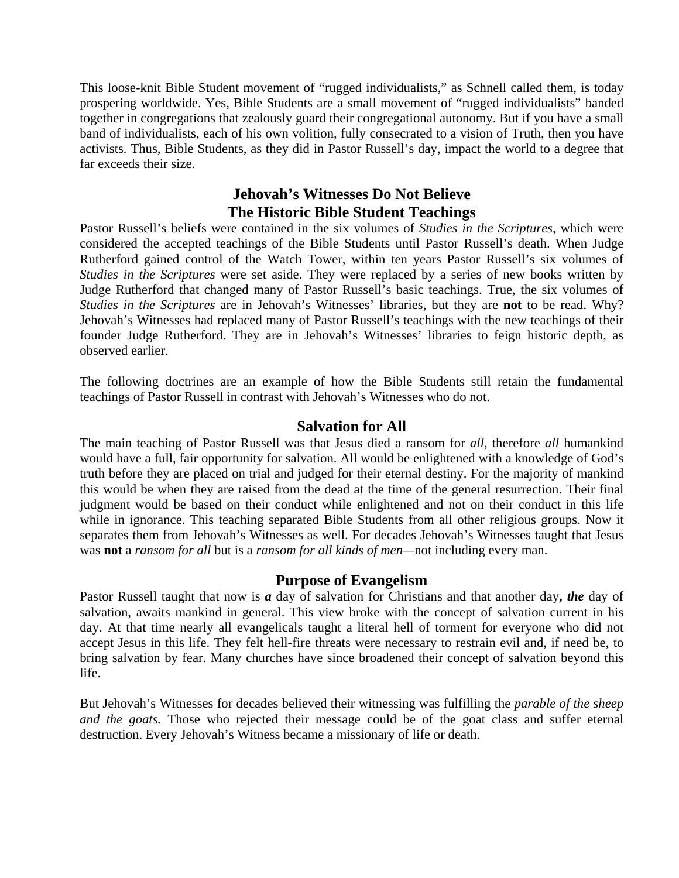This loose-knit Bible Student movement of "rugged individualists," as Schnell called them, is today prospering worldwide. Yes, Bible Students are a small movement of "rugged individualists" banded together in congregations that zealously guard their congregational autonomy. But if you have a small band of individualists, each of his own volition, fully consecrated to a vision of Truth, then you have activists. Thus, Bible Students, as they did in Pastor Russell's day, impact the world to a degree that far exceeds their size.

## Jehovah's Witnesses Do Not Believe
## The Historic Bible Student Teachings

Pastor Russell's beliefs were contained in the six volumes of *Studies in the Scriptures,* which were considered the accepted teachings of the Bible Students until Pastor Russell's death. When Judge Rutherford gained control of the Watch Tower, within ten years Pastor Russell's six volumes of *Studies in the Scriptures* were set aside. They were replaced by a series of new books written by Judge Rutherford that changed many of Pastor Russell's basic teachings. True, the six volumes of *Studies in the Scriptures* are in Jehovah's Witnesses' libraries, but they are **not** to be read. Why? Jehovah's Witnesses had replaced many of Pastor Russell's teachings with the new teachings of their founder Judge Rutherford. They are in Jehovah's Witnesses' libraries to feign historic depth, as observed earlier.

The following doctrines are an example of how the Bible Students still retain the fundamental teachings of Pastor Russell in contrast with Jehovah's Witnesses who do not.

### Salvation for All

The main teaching of Pastor Russell was that Jesus died a ransom for *all,* therefore *all* humankind would have a full, fair opportunity for salvation. All would be enlightened with a knowledge of God's truth before they are placed on trial and judged for their eternal destiny. For the majority of mankind this would be when they are raised from the dead at the time of the general resurrection. Their final judgment would be based on their conduct while enlightened and not on their conduct in this life while in ignorance. This teaching separated Bible Students from all other religious groups. Now it separates them from Jehovah's Witnesses as well. For decades Jehovah's Witnesses taught that Jesus was **not** a *ransom for all* but is a *ransom for all kinds of men*—not including every man.

### Purpose of Evangelism

Pastor Russell taught that now is ***a*** day of salvation for Christians and that another day**,** ***the*** day of salvation, awaits mankind in general. This view broke with the concept of salvation current in his day. At that time nearly all evangelicals taught a literal hell of torment for everyone who did not accept Jesus in this life. They felt hell-fire threats were necessary to restrain evil and, if need be, to bring salvation by fear. Many churches have since broadened their concept of salvation beyond this life.

But Jehovah's Witnesses for decades believed their witnessing was fulfilling the *parable of the sheep and the goats.* Those who rejected their message could be of the goat class and suffer eternal destruction. Every Jehovah's Witness became a missionary of life or death.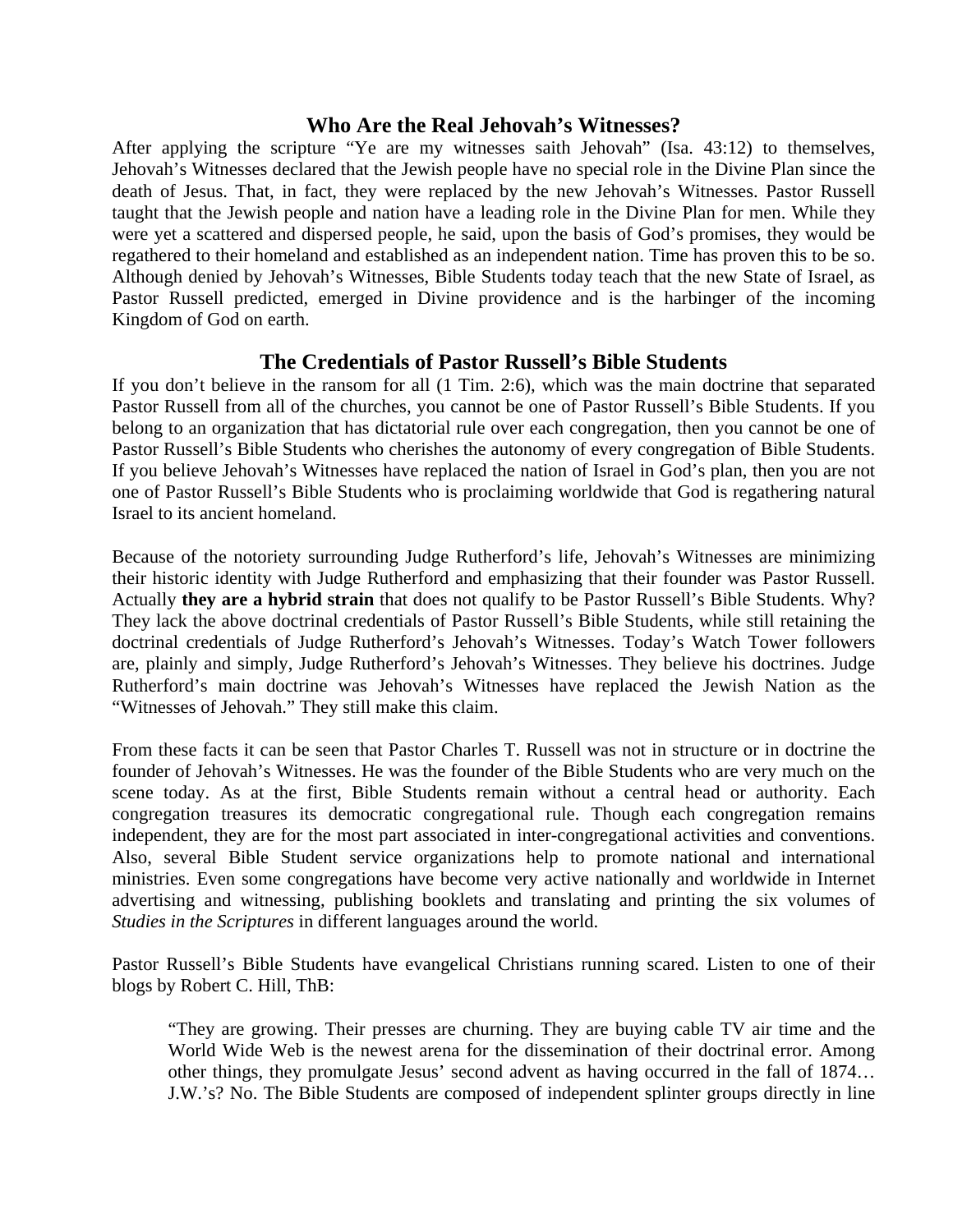## Who Are the Real Jehovah's Witnesses?

After applying the scripture "Ye are my witnesses saith Jehovah" (Isa. 43:12) to themselves, Jehovah's Witnesses declared that the Jewish people have no special role in the Divine Plan since the death of Jesus. That, in fact, they were replaced by the new Jehovah's Witnesses. Pastor Russell taught that the Jewish people and nation have a leading role in the Divine Plan for men. While they were yet a scattered and dispersed people, he said, upon the basis of God's promises, they would be regathered to their homeland and established as an independent nation. Time has proven this to be so. Although denied by Jehovah's Witnesses, Bible Students today teach that the new State of Israel, as Pastor Russell predicted, emerged in Divine providence and is the harbinger of the incoming Kingdom of God on earth.

## The Credentials of Pastor Russell's Bible Students

If you don't believe in the ransom for all (1 Tim. 2:6), which was the main doctrine that separated Pastor Russell from all of the churches, you cannot be one of Pastor Russell's Bible Students. If you belong to an organization that has dictatorial rule over each congregation, then you cannot be one of Pastor Russell's Bible Students who cherishes the autonomy of every congregation of Bible Students. If you believe Jehovah's Witnesses have replaced the nation of Israel in God's plan, then you are not one of Pastor Russell's Bible Students who is proclaiming worldwide that God is regathering natural Israel to its ancient homeland.

Because of the notoriety surrounding Judge Rutherford's life, Jehovah's Witnesses are minimizing their historic identity with Judge Rutherford and emphasizing that their founder was Pastor Russell. Actually **they are a hybrid strain** that does not qualify to be Pastor Russell's Bible Students. Why? They lack the above doctrinal credentials of Pastor Russell's Bible Students, while still retaining the doctrinal credentials of Judge Rutherford's Jehovah's Witnesses. Today's Watch Tower followers are, plainly and simply, Judge Rutherford's Jehovah's Witnesses. They believe his doctrines. Judge Rutherford's main doctrine was Jehovah's Witnesses have replaced the Jewish Nation as the "Witnesses of Jehovah." They still make this claim.

From these facts it can be seen that Pastor Charles T. Russell was not in structure or in doctrine the founder of Jehovah's Witnesses. He was the founder of the Bible Students who are very much on the scene today. As at the first, Bible Students remain without a central head or authority. Each congregation treasures its democratic congregational rule. Though each congregation remains independent, they are for the most part associated in inter-congregational activities and conventions. Also, several Bible Student service organizations help to promote national and international ministries. Even some congregations have become very active nationally and worldwide in Internet advertising and witnessing, publishing booklets and translating and printing the six volumes of *Studies in the Scriptures* in different languages around the world.

Pastor Russell's Bible Students have evangelical Christians running scared. Listen to one of their blogs by Robert C. Hill, ThB:

> "They are growing. Their presses are churning. They are buying cable TV air time and the World Wide Web is the newest arena for the dissemination of their doctrinal error. Among other things, they promulgate Jesus' second advent as having occurred in the fall of 1874… J.W.'s? No. The Bible Students are composed of independent splinter groups directly in line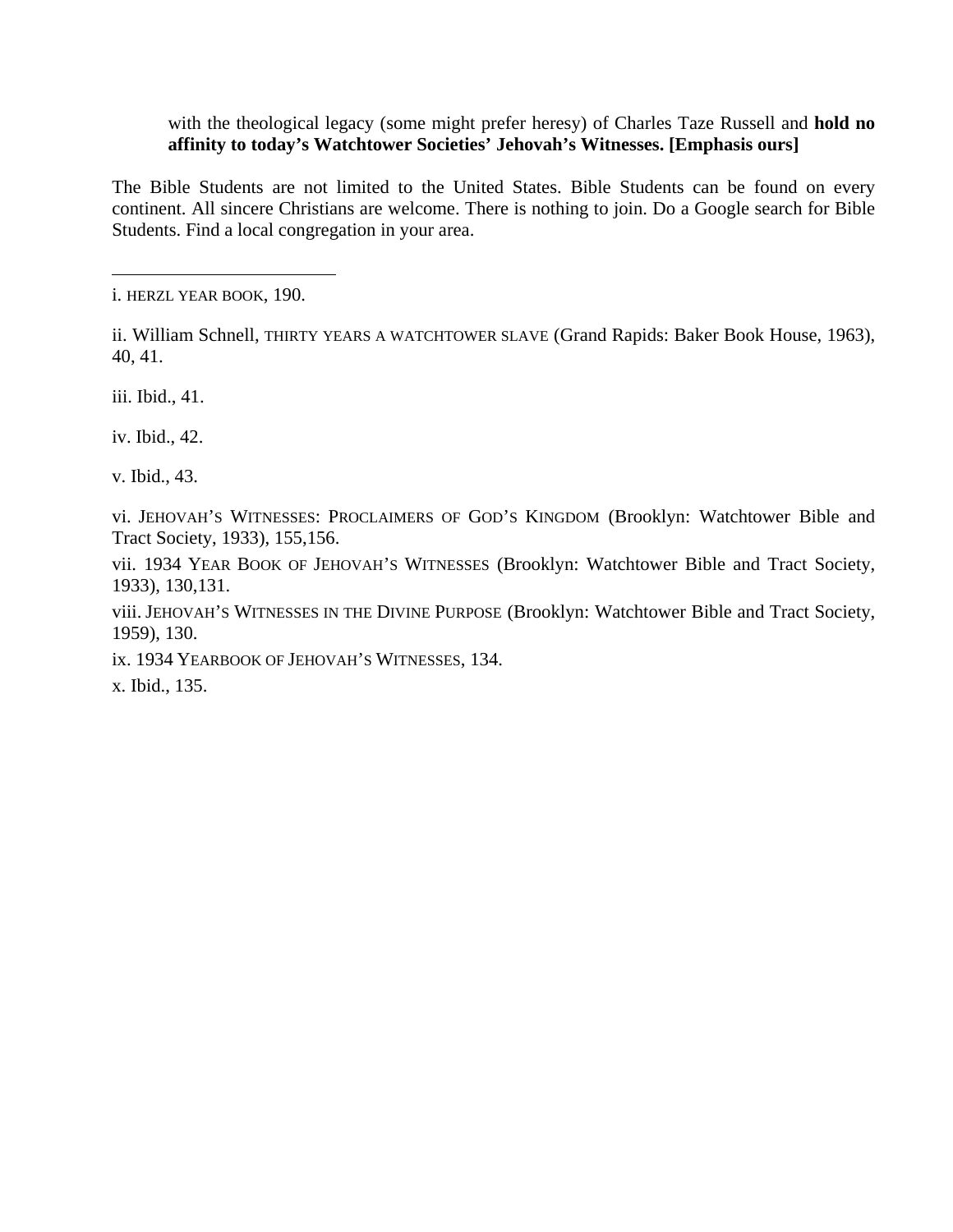> with the theological legacy (some might prefer heresy) of Charles Taze Russell and **hold no affinity to today's Watchtower Societies' Jehovah's Witnesses. [Emphasis ours]**

The Bible Students are not limited to the United States. Bible Students can be found on every continent. All sincere Christians are welcome. There is nothing to join. Do a Google search for Bible Students. Find a local congregation in your area.

---

i. HERZL YEAR BOOK, 190.

ii. William Schnell, THIRTY YEARS A WATCHTOWER SLAVE (Grand Rapids: Baker Book House, 1963), 40, 41.

iii. Ibid., 41.

iv. Ibid., 42.

v. Ibid., 43.

vi. JEHOVAH'S WITNESSES: PROCLAIMERS OF GOD'S KINGDOM (Brooklyn: Watchtower Bible and Tract Society, 1933), 155,156.

vii. 1934 YEAR BOOK OF JEHOVAH'S WITNESSES (Brooklyn: Watchtower Bible and Tract Society, 1933), 130,131.

viii. JEHOVAH'S WITNESSES IN THE DIVINE PURPOSE (Brooklyn: Watchtower Bible and Tract Society, 1959), 130.

ix. 1934 YEARBOOK OF JEHOVAH'S WITNESSES, 134.

x. Ibid., 135.